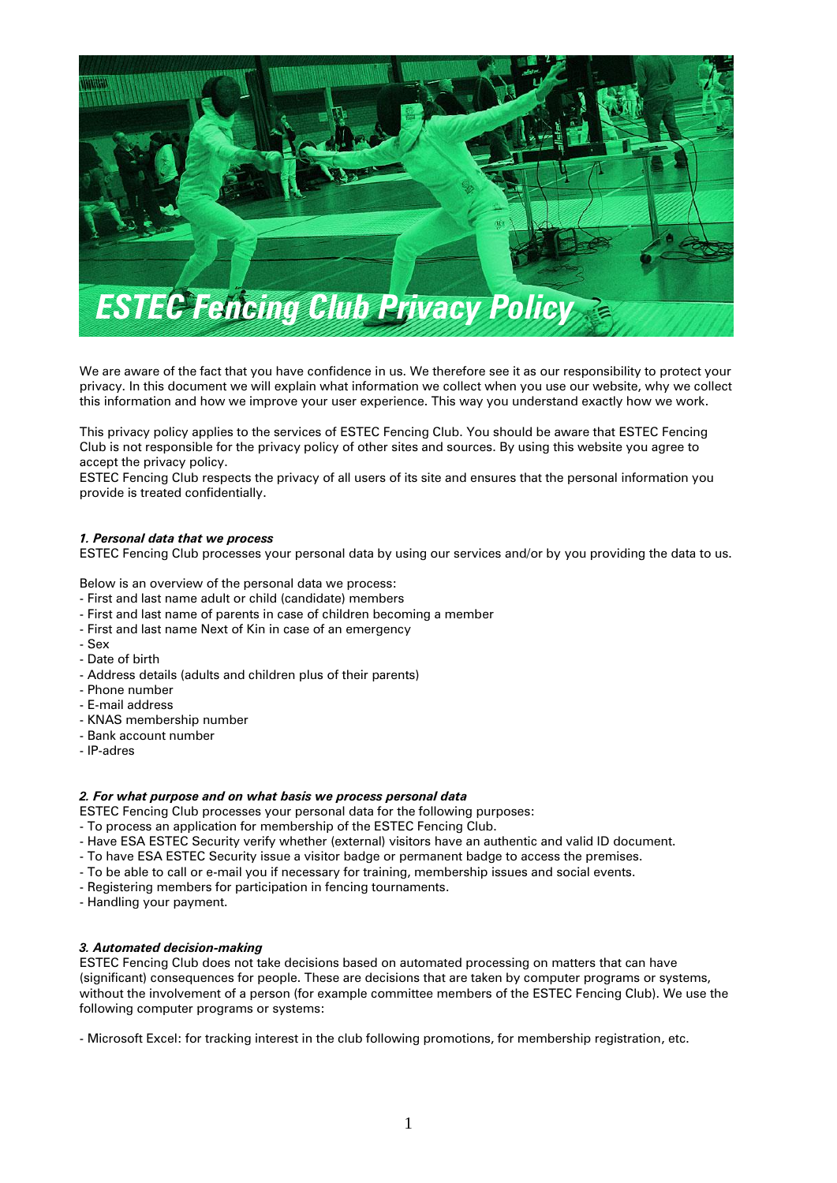# ESTEC Fencing Club Privacy Policy

We are aware of the fact that you have confidence in us. We therefore see it as our responsibility to protect your privacy. In this document we will explain what information we collect when you use our website, why we collect this information and how we improve your user experience. This way you understand exactly how we work.

This privacy policy applies to the services of ESTEC Fencing Club. You should be aware that ESTEC Fencing Club is not responsible for the privacy policy of other sites and sources. By using this website you agree to accept the privacy policy.
ESTEC Fencing Club respects the privacy of all users of its site and ensures that the personal information you provide is treated confidentially.

### *1. Personal data that we process*

ESTEC Fencing Club processes your personal data by using our services and/or by you providing the data to us.

Below is an overview of the personal data we process:
- First and last name adult or child (candidate) members
- First and last name of parents in case of children becoming a member
- First and last name Next of Kin in case of an emergency
- Sex
- Date of birth
- Address details (adults and children plus of their parents)
- Phone number
- E-mail address
- KNAS membership number
- Bank account number
- IP-adres

### *2. For what purpose and on what basis we process personal data*

ESTEC Fencing Club processes your personal data for the following purposes:
- To process an application for membership of the ESTEC Fencing Club.
- Have ESA ESTEC Security verify whether (external) visitors have an authentic and valid ID document.
- To have ESA ESTEC Security issue a visitor badge or permanent badge to access the premises.
- To be able to call or e-mail you if necessary for training, membership issues and social events.
- Registering members for participation in fencing tournaments.
- Handling your payment.

### *3. Automated decision-making*

ESTEC Fencing Club does not take decisions based on automated processing on matters that can have (significant) consequences for people. These are decisions that are taken by computer programs or systems, without the involvement of a person (for example committee members of the ESTEC Fencing Club). We use the following computer programs or systems:

- Microsoft Excel: for tracking interest in the club following promotions, for membership registration, etc.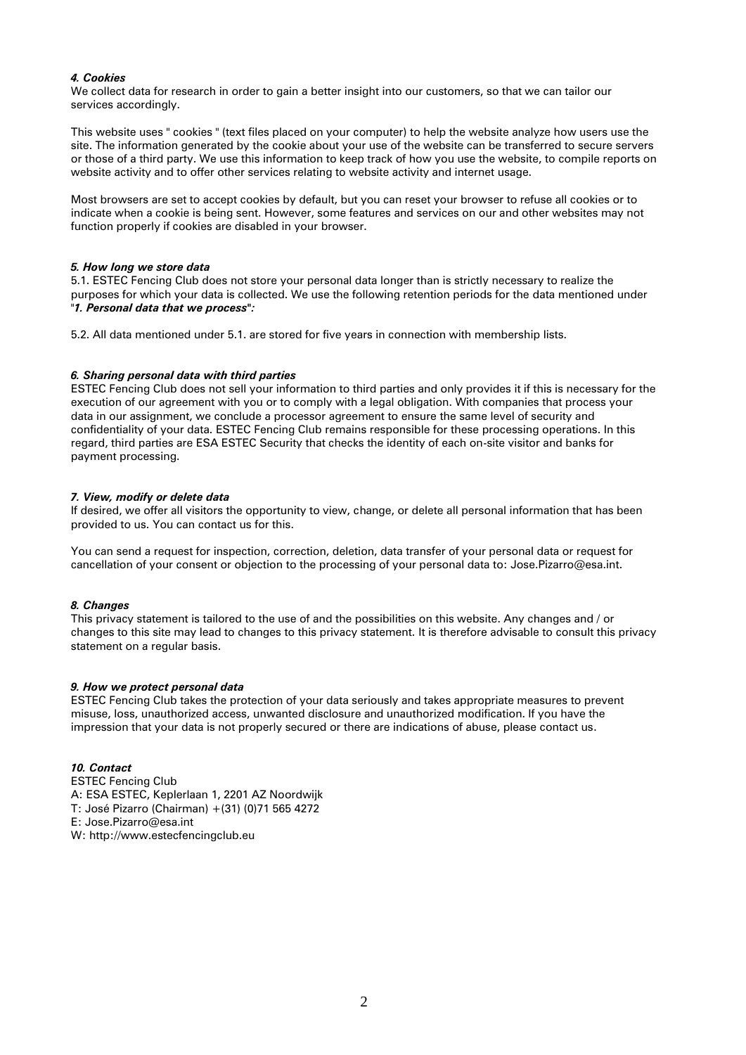#### *4. Cookies*

We collect data for research in order to gain a better insight into our customers, so that we can tailor our services accordingly.

This website uses " cookies " (text files placed on your computer) to help the website analyze how users use the site. The information generated by the cookie about your use of the website can be transferred to secure servers or those of a third party. We use this information to keep track of how you use the website, to compile reports on website activity and to offer other services relating to website activity and internet usage.

Most browsers are set to accept cookies by default, but you can reset your browser to refuse all cookies or to indicate when a cookie is being sent. However, some features and services on our and other websites may not function properly if cookies are disabled in your browser.

#### *5. How long we store data*

5.1. ESTEC Fencing Club does not store your personal data longer than is strictly necessary to realize the purposes for which your data is collected. We use the following retention periods for the data mentioned under "***1. Personal data that we process***"*:*

5.2. All data mentioned under 5.1. are stored for five years in connection with membership lists.

#### *6. Sharing personal data with third parties*

ESTEC Fencing Club does not sell your information to third parties and only provides it if this is necessary for the execution of our agreement with you or to comply with a legal obligation. With companies that process your data in our assignment, we conclude a processor agreement to ensure the same level of security and confidentiality of your data. ESTEC Fencing Club remains responsible for these processing operations. In this regard, third parties are ESA ESTEC Security that checks the identity of each on-site visitor and banks for payment processing.

#### *7. View, modify or delete data*

If desired, we offer all visitors the opportunity to view, change, or delete all personal information that has been provided to us. You can contact us for this.

You can send a request for inspection, correction, deletion, data transfer of your personal data or request for cancellation of your consent or objection to the processing of your personal data to: Jose.Pizarro@esa.int.

#### *8. Changes*

This privacy statement is tailored to the use of and the possibilities on this website. Any changes and / or changes to this site may lead to changes to this privacy statement. It is therefore advisable to consult this privacy statement on a regular basis.

#### *9. How we protect personal data*

ESTEC Fencing Club takes the protection of your data seriously and takes appropriate measures to prevent misuse, loss, unauthorized access, unwanted disclosure and unauthorized modification. If you have the impression that your data is not properly secured or there are indications of abuse, please contact us.

#### *10. Contact*

ESTEC Fencing Club
A: ESA ESTEC, Keplerlaan 1, 2201 AZ Noordwijk
T: José Pizarro (Chairman) +(31) (0)71 565 4272
E: Jose.Pizarro@esa.int
W: http://www.estecfencingclub.eu